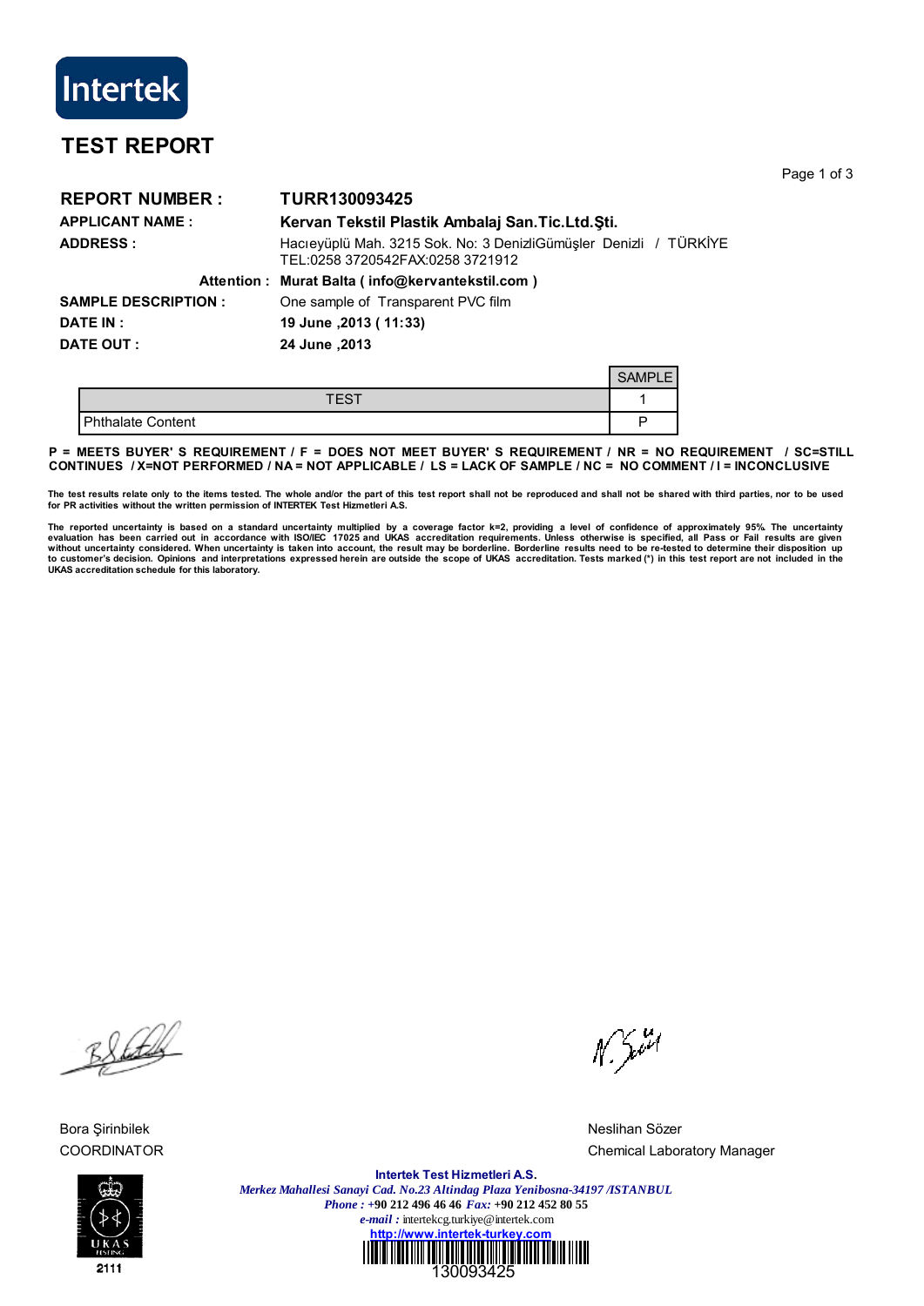Intertek

# TEST REPORT

**REPORT NUMBER :** **TURR130093425**

**APPLICANT NAME :** **Kervan Tekstil Plastik Ambalaj San.Tic.Ltd.Şti.**

**ADDRESS :** Hacıeyüplü Mah. 3215 Sok. No: 3 DenizliGümüşler Denizli / TÜRKİYE
TEL:0258 3720542FAX:0258 3721912

**Attention :** **Murat Balta ( info@kervantekstil.com )**

**SAMPLE DESCRIPTION :** One sample of Transparent PVC film

**DATE IN :** **19 June ,2013 ( 11:33)**

**DATE OUT :** **24 June ,2013**

| TEST | SAMPLE 1 |
| --- | --- |
| Phthalate Content | P |

**P = MEETS BUYER' S REQUIREMENT / F = DOES NOT MEET BUYER' S REQUIREMENT / NR = NO REQUIREMENT / SC=STILL CONTINUES / X=NOT PERFORMED / NA = NOT APPLICABLE / LS = LACK OF SAMPLE / NC = NO COMMENT / I = INCONCLUSIVE**

**The test results relate only to the items tested. The whole and/or the part of this test report shall not be reproduced and shall not be shared with third parties, nor to be used for PR activities without the written permission of INTERTEK Test Hizmetleri A.S.**

**The reported uncertainty is based on a standard uncertainty multiplied by a coverage factor k=2, providing a level of confidence of approximately 95%. The uncertainty evaluation has been carried out in accordance with ISO/IEC 17025 and UKAS accreditation requirements. Unless otherwise is specified, all Pass or Fail results are given without uncertainty considered. When uncertainty is taken into account, the result may be borderline. Borderline results need to be re-tested to determine their disposition up to customer's decision. Opinions and interpretations expressed herein are outside the scope of UKAS accreditation. Tests marked (\*) in this test report are not included in the UKAS accreditation schedule for this laboratory.**

Bora Şirinbilek
COORDINATOR

Neslihan Sözer
Chemical Laboratory Manager

UKAS TESTING 2111

**Intertek Test Hizmetleri A.S.**
*Merkez Mahallesi Sanayi Cad. No.23 Altindag Plaza Yenibosna-34197 /ISTANBUL*
*Phone :* +90 212 496 46 46 *Fax:* +90 212 452 80 55
*e-mail :* intertekcg.turkiye@intertek.com
http://www.intertek-turkey.com
130093425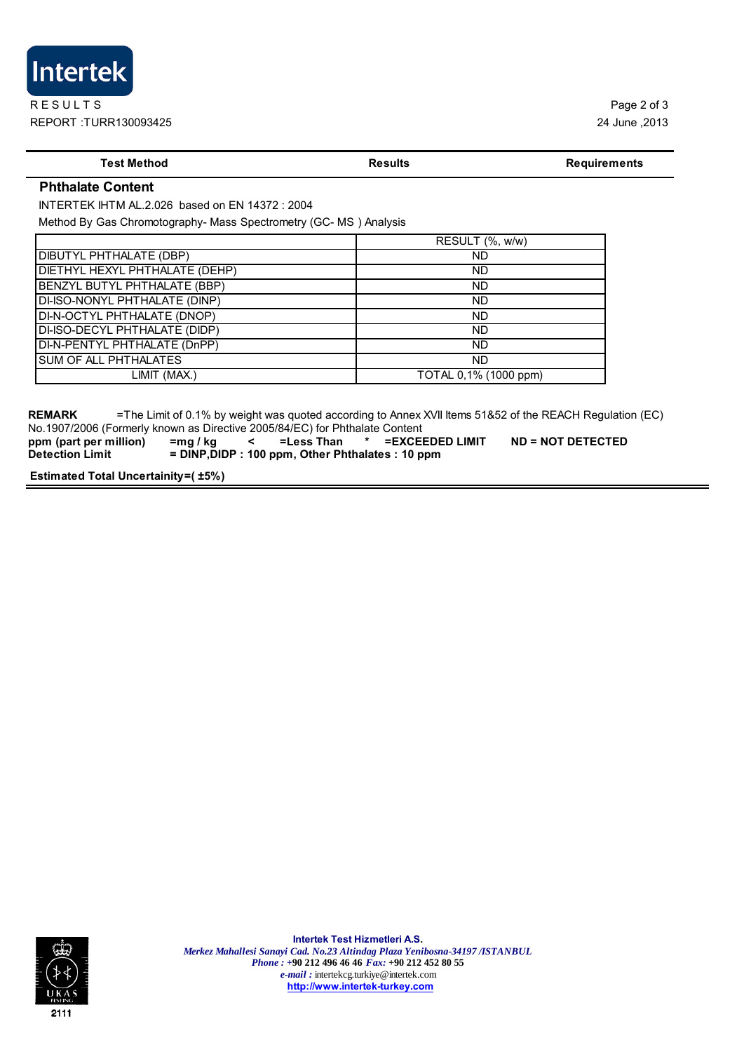RESULTS

REPORT :TURR130093425

24 June ,2013

| Test Method | Results | Requirements |
|---|---|---|

## Phthalate Content

INTERTEK IHTM AL.2.026 based on EN 14372 : 2004

Method By Gas Chromotography- Mass Spectrometry (GC- MS ) Analysis

| | RESULT (%, w/w) |
|---|---|
| DIBUTYL PHTHALATE (DBP) | ND |
| DIETHYL HEXYL PHTHALATE (DEHP) | ND |
| BENZYL BUTYL PHTHALATE (BBP) | ND |
| DI-ISO-NONYL PHTHALATE (DINP) | ND |
| DI-N-OCTYL PHTHALATE (DNOP) | ND |
| DI-ISO-DECYL PHTHALATE (DIDP) | ND |
| DI-N-PENTYL PHTHALATE (DnPP) | ND |
| SUM OF ALL PHTHALATES | ND |
| LIMIT (MAX.) | TOTAL 0,1% (1000 ppm) |

**REMARK** =The Limit of 0.1% by weight was quoted according to Annex XVII Items 51&52 of the REACH Regulation (EC) No.1907/2006 (Formerly known as Directive 2005/84/EC) for Phthalate Content

**ppm (part per million) =mg / kg < =Less Than * =EXCEEDED LIMIT ND = NOT DETECTED**

**Detection Limit = DINP,DIDP : 100 ppm, Other Phthalates : 10 ppm**

**Estimated Total Uncertainity=( ±5%)**

**Intertek Test Hizmetleri A.S.**

*Merkez Mahallesi Sanayi Cad. No.23 Altindag Plaza Yenibosna-34197 /ISTANBUL*

*Phone :* +90 212 496 46 46 *Fax:* +90 212 452 80 55

*e-mail :* intertekcg.turkiye@intertek.com

http://www.intertek-turkey.com

UKAS TESTING 2111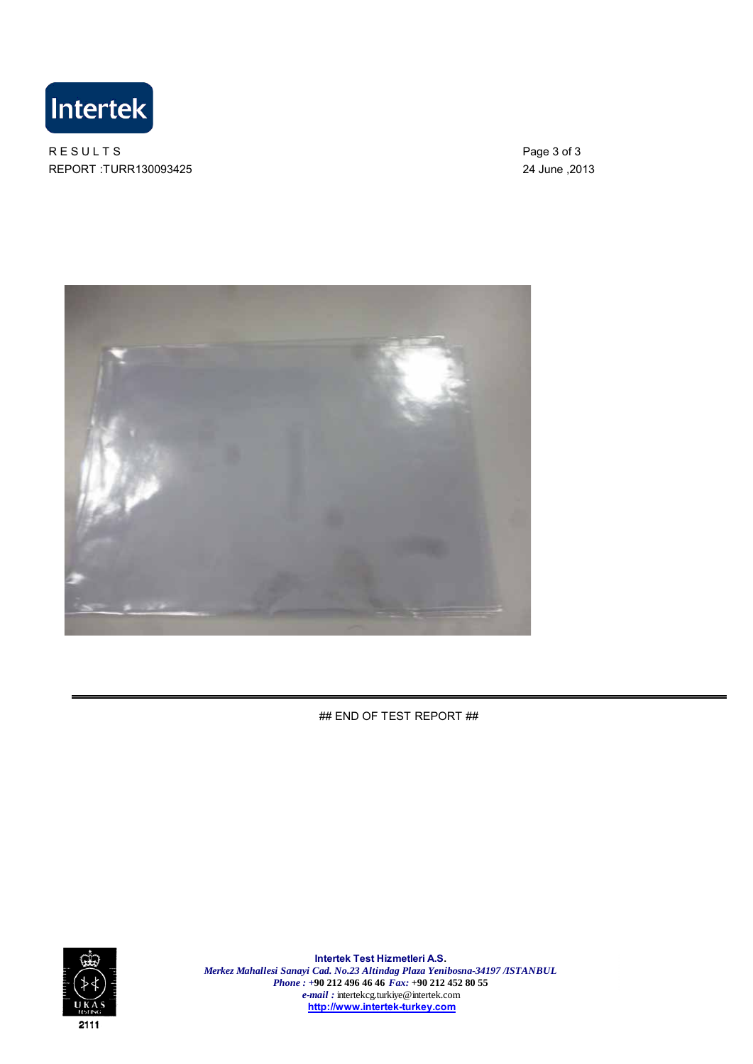RESULTS
REPORT :TURR130093425

24 June ,2013

## END OF TEST REPORT ##

**Intertek Test Hizmetleri A.S.**
*Merkez Mahallesi Sanayi Cad. No.23 Altindag Plaza Yenibosna-34197 /ISTANBUL*
*Phone :* +90 212 496 46 46 *Fax:* +90 212 452 80 55
*e-mail :* intertekcg.turkiye@intertek.com
http://www.intertek-turkey.com

2111